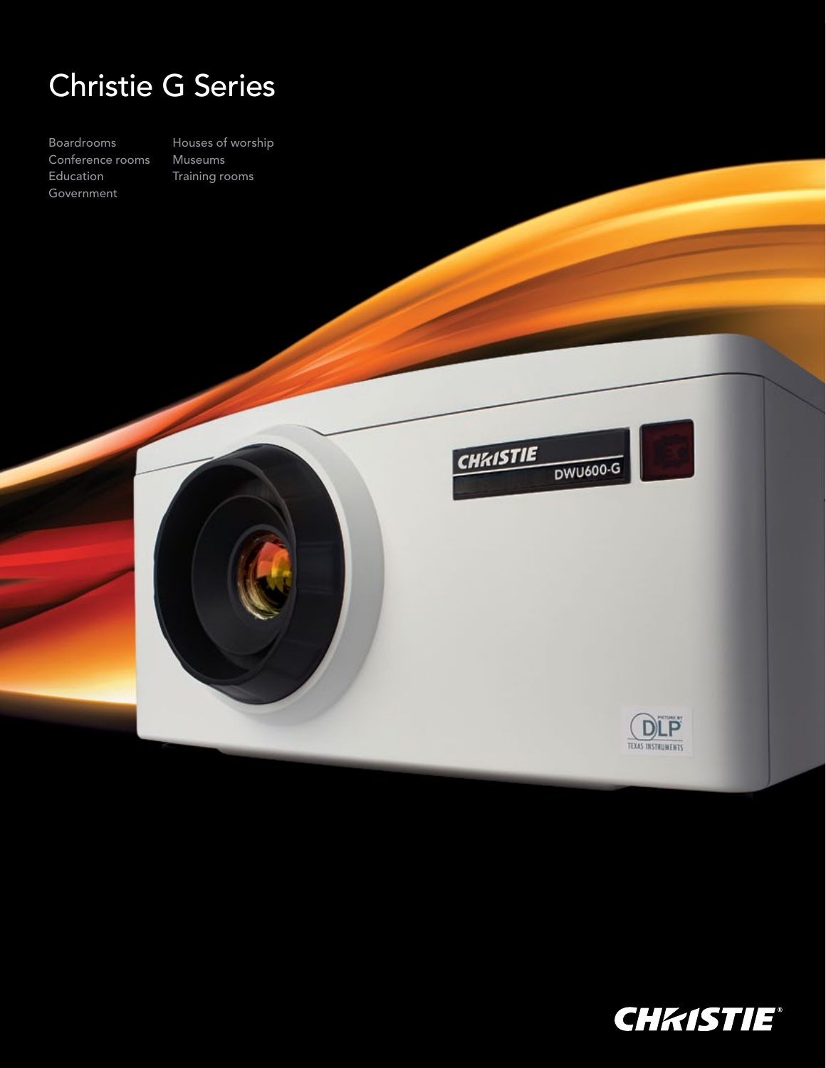# Christie G Series

- Boardrooms
- Conference rooms
- Education
- Government
- Houses of worship
- Museums
- Training rooms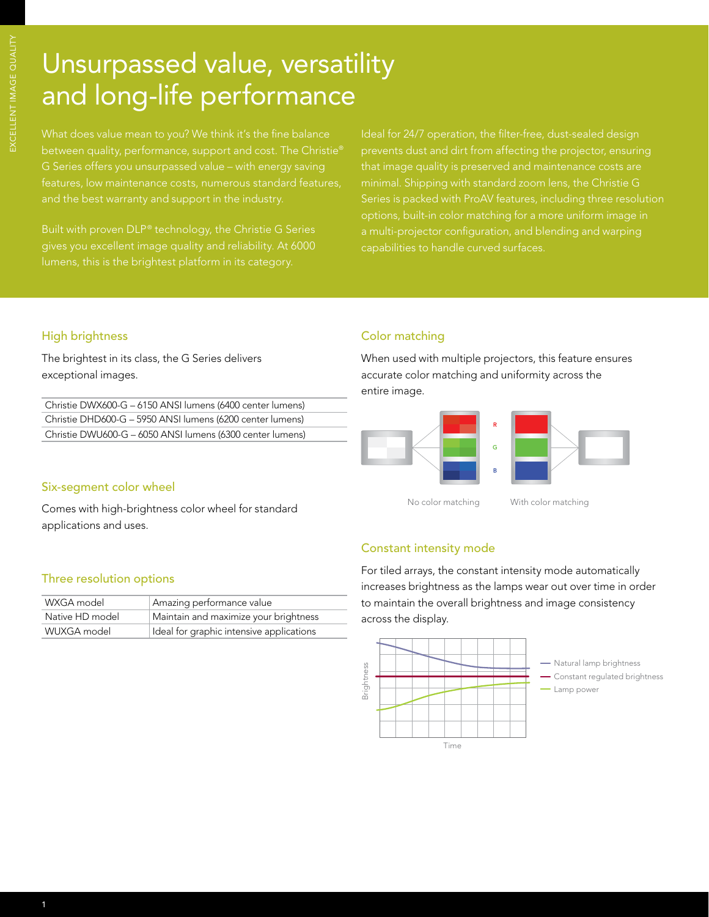# Unsurpassed value, versatility and long-life performance

What does value mean to you? We think it's the fine balance between quality, performance, support and cost. The Christie® G Series offers you unsurpassed value – with energy saving features, low maintenance costs, numerous standard features, and the best warranty and support in the industry.

Built with proven DLP® technology, the Christie G Series gives you excellent image quality and reliability. At 6000 lumens, this is the brightest platform in its category.

Ideal for 24/7 operation, the filter-free, dust-sealed design prevents dust and dirt from affecting the projector, ensuring that image quality is preserved and maintenance costs are minimal. Shipping with standard zoom lens, the Christie G Series is packed with ProAV features, including three resolution options, built-in color matching for a more uniform image in a multi-projector configuration, and blending and warping capabilities to handle curved surfaces.

## High brightness

The brightest in its class, the G Series delivers exceptional images.

| |
|---|
| Christie DWX600-G – 6150 ANSI lumens (6400 center lumens) |
| Christie DHD600-G – 5950 ANSI lumens (6200 center lumens) |
| Christie DWU600-G – 6050 ANSI lumens (6300 center lumens) |

## Six-segment color wheel

Comes with high-brightness color wheel for standard applications and uses.

## Three resolution options

| | |
|---|---|
| WXGA model | Amazing performance value |
| Native HD model | Maintain and maximize your brightness |
| WUXGA model | Ideal for graphic intensive applications |

## Color matching

When used with multiple projectors, this feature ensures accurate color matching and uniformity across the entire image.

R G B

No color matching | With color matching

## Constant intensity mode

For tiled arrays, the constant intensity mode automatically increases brightness as the lamps wear out over time in order to maintain the overall brightness and image consistency across the display.

Brightness / Time

— Natural lamp brightness
— Constant regulated brightness
— Lamp power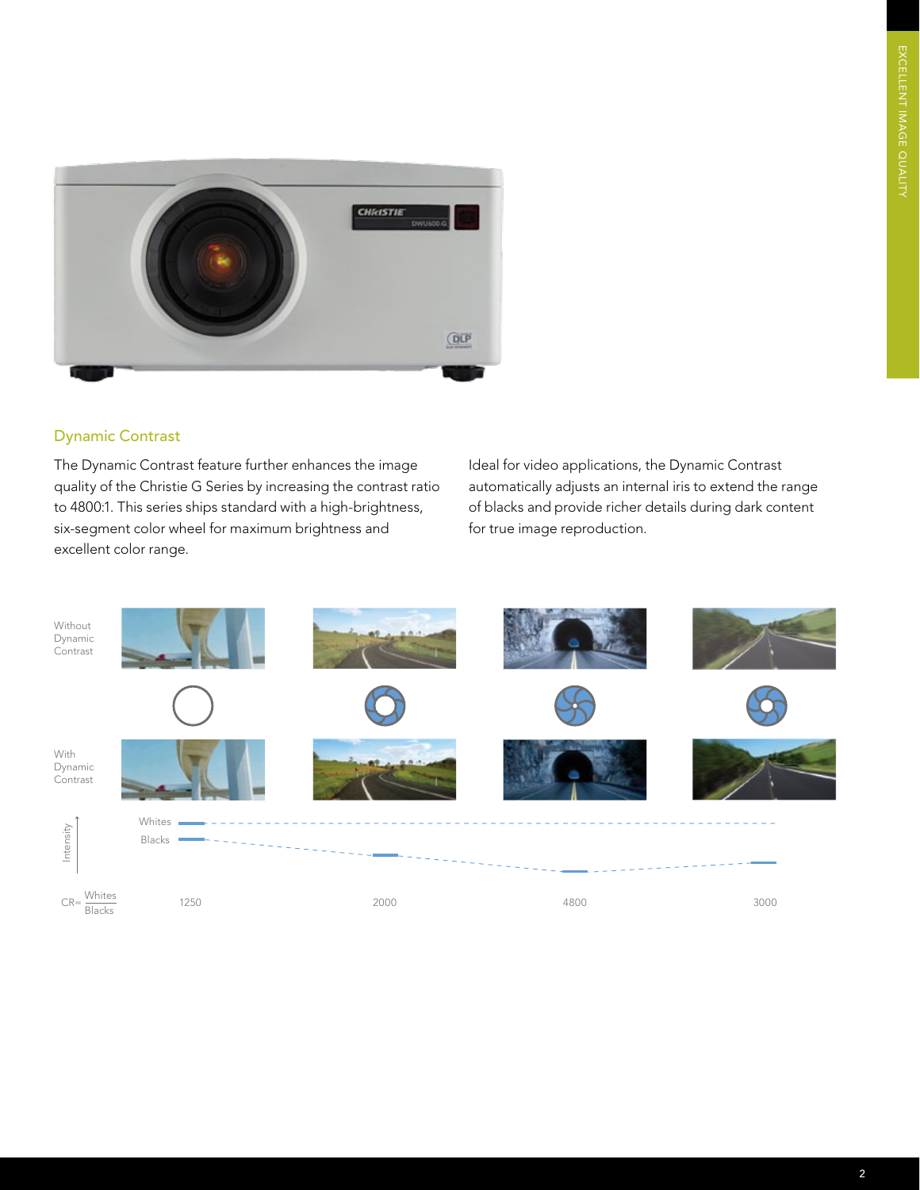## Dynamic Contrast

The Dynamic Contrast feature further enhances the image quality of the Christie G Series by increasing the contrast ratio to 4800:1. This series ships standard with a high-brightness, six-segment color wheel for maximum brightness and excellent color range.

Ideal for video applications, the Dynamic Contrast automatically adjusts an internal iris to extend the range of blacks and provide richer details during dark content for true image reproduction.

Without Dynamic Contrast

With Dynamic Contrast

Intensity

Whites

Blacks

$CR = \frac{Whites}{Blacks}$

| 1250 | 2000 | 4800 | 3000 |
|---|---|---|---|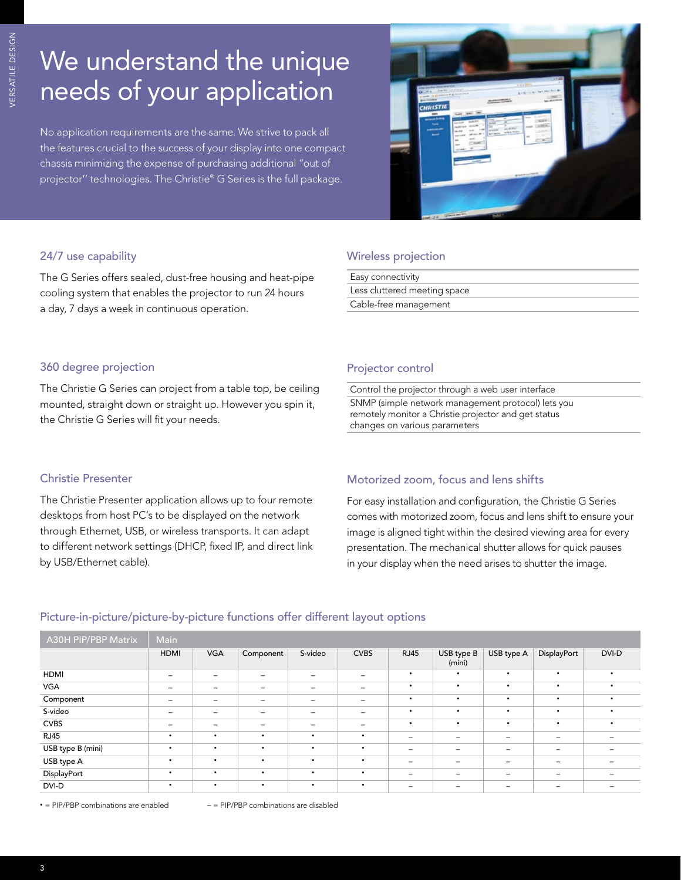# We understand the unique needs of your application

No application requirements are the same. We strive to pack all the features crucial to the success of your display into one compact chassis minimizing the expense of purchasing additional "out of projector" technologies. The Christie® G Series is the full package.

### 24/7 use capability

The G Series offers sealed, dust-free housing and heat-pipe cooling system that enables the projector to run 24 hours a day, 7 days a week in continuous operation.

### 360 degree projection

The Christie G Series can project from a table top, be ceiling mounted, straight down or straight up. However you spin it, the Christie G Series will fit your needs.

### Christie Presenter

The Christie Presenter application allows up to four remote desktops from host PC's to be displayed on the network through Ethernet, USB, or wireless transports. It can adapt to different network settings (DHCP, fixed IP, and direct link by USB/Ethernet cable).

### Wireless projection

- Easy connectivity
- Less cluttered meeting space
- Cable-free management

### Projector control

- Control the projector through a web user interface
- SNMP (simple network management protocol) lets you remotely monitor a Christie projector and get status changes on various parameters

### Motorized zoom, focus and lens shifts

For easy installation and configuration, the Christie G Series comes with motorized zoom, focus and lens shift to ensure your image is aligned tight within the desired viewing area for every presentation. The mechanical shutter allows for quick pauses in your display when the need arises to shutter the image.

### Picture-in-picture/picture-by-picture functions offer different layout options

| A30H PIP/PBP Matrix | Main | | | | | | | | | |
|---|---|---|---|---|---|---|---|---|---|---|
| | HDMI | VGA | Component | S-video | CVBS | RJ45 | USB type B (mini) | USB type A | DisplayPort | DVI-D |
| HDMI | – | – | – | – | – | • | • | • | • | • |
| VGA | – | – | – | – | – | • | • | • | • | • |
| Component | – | – | – | – | – | • | • | • | • | • |
| S-video | – | – | – | – | – | • | • | • | • | • |
| CVBS | – | – | – | – | – | • | • | • | • | • |
| RJ45 | • | • | • | • | • | – | – | – | – | – |
| USB type B (mini) | • | • | • | • | • | – | – | – | – | – |
| USB type A | • | • | • | • | • | – | – | – | – | – |
| DisplayPort | • | • | • | • | • | – | – | – | – | – |
| DVI-D | • | • | • | • | • | – | – | – | – | – |

• = PIP/PBP combinations are enabled    – = PIP/PBP combinations are disabled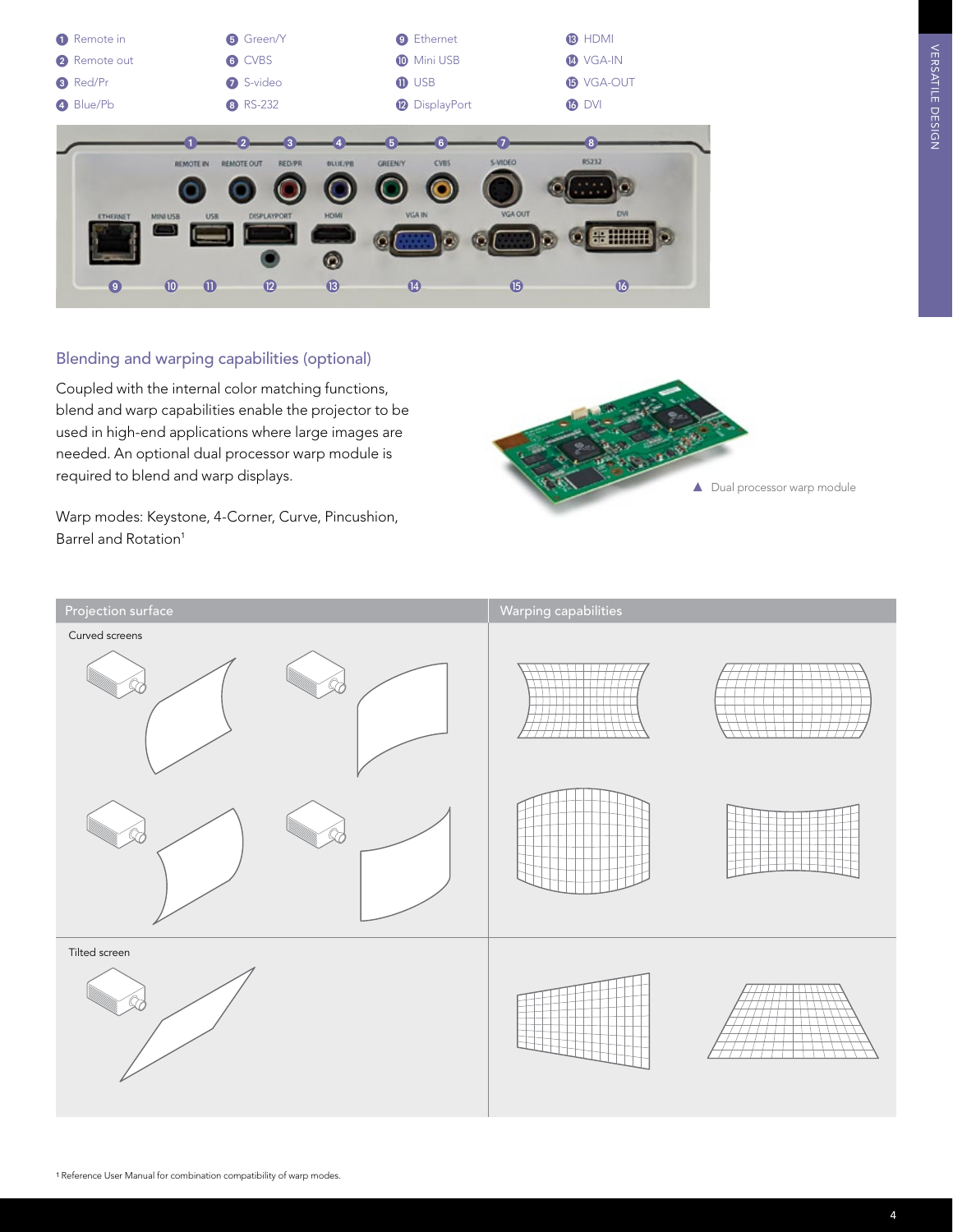1. Remote in
2. Remote out
3. Red/Pr
4. Blue/Pb
5. Green/Y
6. CVBS
7. S-video
8. RS-232
9. Ethernet
10. Mini USB
11. USB
12. DisplayPort
13. HDMI
14. VGA-IN
15. VGA-OUT
16. DVI

## Blending and warping capabilities (optional)

Coupled with the internal color matching functions, blend and warp capabilities enable the projector to be used in high-end applications where large images are needed. An optional dual processor warp module is required to blend and warp displays.

Warp modes: Keystone, 4-Corner, Curve, Pincushion, Barrel and Rotation[1]

▲ Dual processor warp module

| Projection surface | Warping capabilities |
| --- | --- |
| Curved screens | |
| Tilted screen | |

[1] Reference User Manual for combination compatibility of warp modes.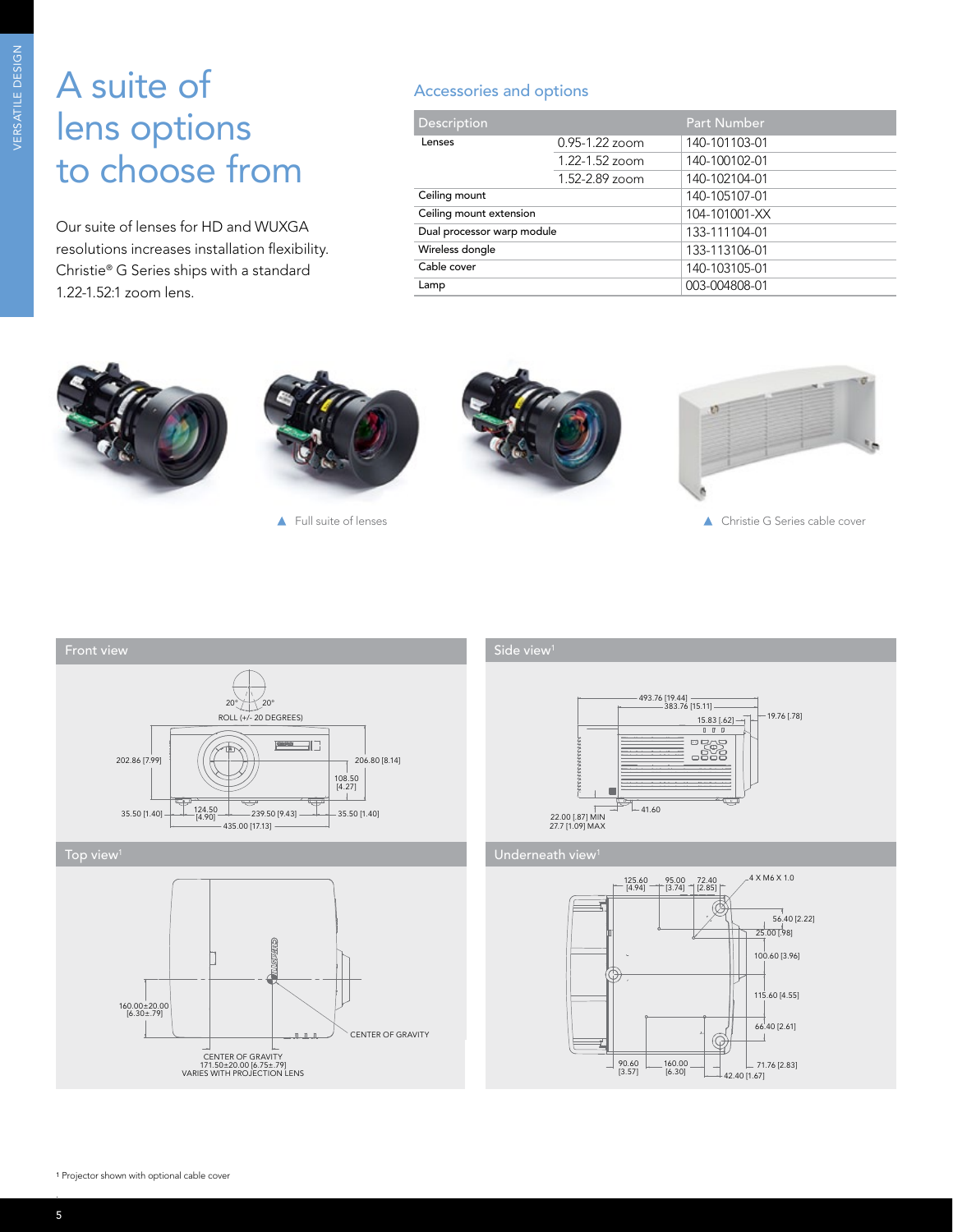VERSATILE DESIGN

# A suite of lens options to choose from

Our suite of lenses for HD and WUXGA resolutions increases installation flexibility. Christie® G Series ships with a standard 1.22-1.52:1 zoom lens.

## Accessories and options

| Description | | Part Number |
|---|---|---|
| Lenses | 0.95-1.22 zoom | 140-101103-01 |
| | 1.22-1.52 zoom | 140-100102-01 |
| | 1.52-2.89 zoom | 140-102104-01 |
| Ceiling mount | | 140-105107-01 |
| Ceiling mount extension | | 104-101001-XX |
| Dual processor warp module | | 133-111104-01 |
| Wireless dongle | | 133-113106-01 |
| Cable cover | | 140-103105-01 |
| Lamp | | 003-004808-01 |

▲ Full suite of lenses

▲ Christie G Series cable cover

### Front view

20° 20°
ROLL (+/- 20 DEGREES)
202.86 [7.99]
206.80 [8.14]
108.50 [4.27]
35.50 [1.40]
124.50 [4.90]
239.50 [9.43]
35.50 [1.40]
435.00 [17.13]

### Side view[1]

493.76 [19.44]
383.76 [15.11]
15.83 [.62]
19.76 [.78]
41.60
22.00 [.87] MIN
27.7 [1.09] MAX

### Top view[1]

160.00±20.00 [6.30±.79]
CENTER OF GRAVITY
CENTER OF GRAVITY 171.50±20.00 [6.75±.79] VARIES WITH PROJECTION LENS

### Underneath view[1]

125.60 [4.94]
95.00 [3.74]
72.40 [2.85]
4 X M6 X 1.0
56.40 [2.22]
25.00 [.98]
100.60 [3.96]
115.60 [4.55]
66.40 [2.61]
90.60 [3.57]
160.00 [6.30]
71.76 [2.83]
42.40 [1.67]

[1] Projector shown with optional cable cover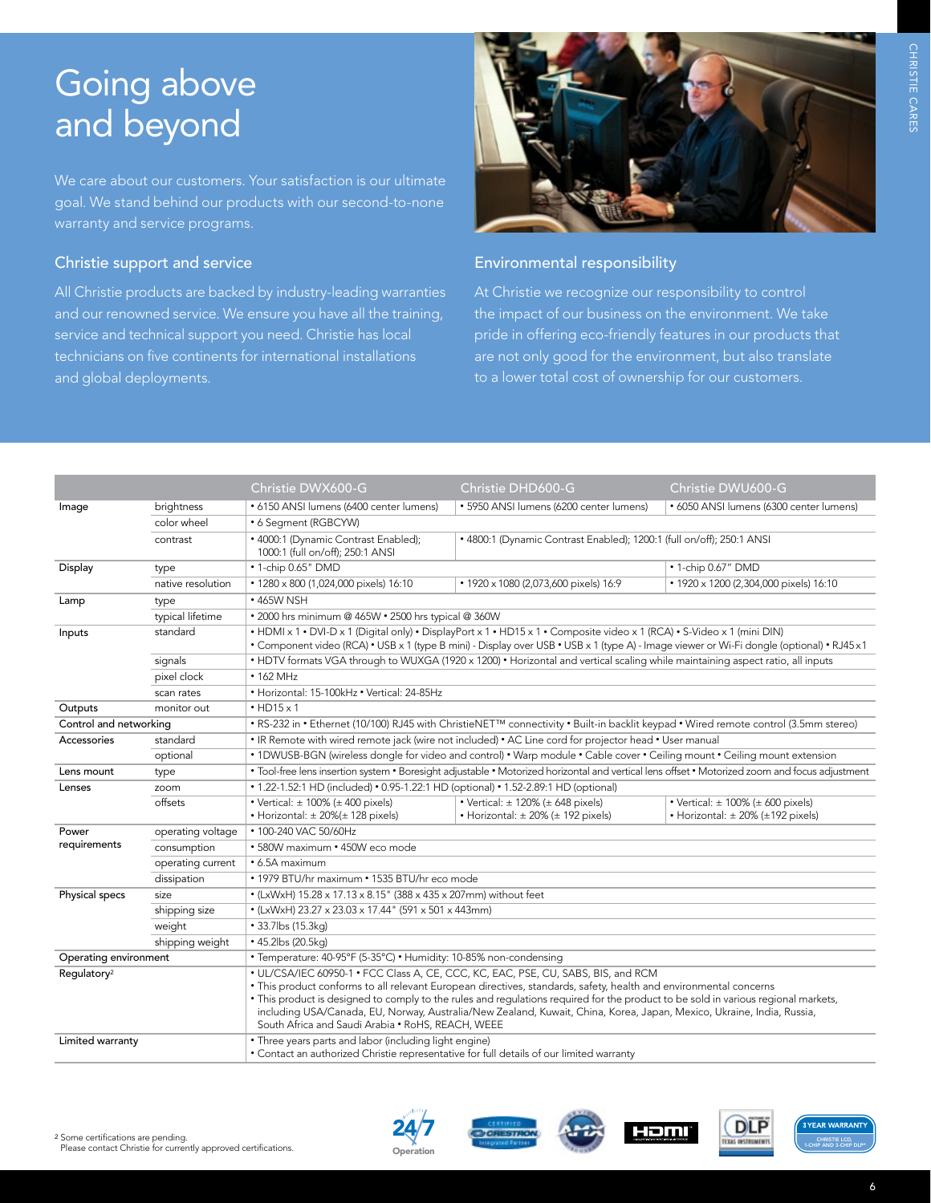# Going above and beyond

We care about our customers. Your satisfaction is our ultimate goal. We stand behind our products with our second-to-none warranty and service programs.

## Christie support and service

All Christie products are backed by industry-leading warranties and our renowned service. We ensure you have all the training, service and technical support you need. Christie has local technicians on five continents for international installations and global deployments.

## Environmental responsibility

At Christie we recognize our responsibility to control the impact of our business on the environment. We take pride in offering eco-friendly features in our products that are not only good for the environment, but also translate to a lower total cost of ownership for our customers.

| | | Christie DWX600-G | Christie DHD600-G | Christie DWU600-G |
|---|---|---|---|---|
| Image | brightness | • 6150 ANSI lumens (6400 center lumens) | • 5950 ANSI lumens (6200 center lumens) | • 6050 ANSI lumens (6300 center lumens) |
| | color wheel | • 6 Segment (RGBCYW) | | |
| | contrast | • 4000:1 (Dynamic Contrast Enabled); 1000:1 (full on/off); 250:1 ANSI | • 4800:1 (Dynamic Contrast Enabled); 1200:1 (full on/off); 250:1 ANSI | |
| Display | type | • 1-chip 0.65" DMD | | • 1-chip 0.67" DMD |
| | native resolution | • 1280 x 800 (1,024,000 pixels) 16:10 | • 1920 x 1080 (2,073,600 pixels) 16:9 | • 1920 x 1200 (2,304,000 pixels) 16:10 |
| Lamp | type | • 465W NSH | | |
| | typical lifetime | • 2000 hrs minimum @ 465W • 2500 hrs typical @ 360W | | |
| Inputs | standard | • HDMI x 1 • DVI-D x 1 (Digital only) • DisplayPort x 1 • HD15 x 1 • Composite video x 1 (RCA) • S-Video x 1 (mini DIN) • Component video (RCA) • USB x 1 (type B mini) - Display over USB • USB x 1 (type A) - Image viewer or Wi-Fi dongle (optional) • RJ45 x 1 | | |
| | signals | • HDTV formats VGA through to WUXGA (1920 x 1200) • Horizontal and vertical scaling while maintaining aspect ratio, all inputs | | |
| | pixel clock | • 162 MHz | | |
| | scan rates | • Horizontal: 15-100kHz • Vertical: 24-85Hz | | |
| Outputs | monitor out | • HD15 x 1 | | |
| Control and networking | | • RS-232 in • Ethernet (10/100) RJ45 with ChristieNET™ connectivity • Built-in backlit keypad • Wired remote control (3.5mm stereo) | | |
| Accessories | standard | • IR Remote with wired remote jack (wire not included) • AC Line cord for projector head • User manual | | |
| | optional | • 1DWUSB-BGN (wireless dongle for video and control) • Warp module • Cable cover • Ceiling mount • Ceiling mount extension | | |
| Lens mount | type | • Tool-free lens insertion system • Boresight adjustable • Motorized horizontal and vertical lens offset • Motorized zoom and focus adjustment | | |
| Lenses | zoom | • 1.22-1.52:1 HD (included) • 0.95-1.22:1 HD (optional) • 1.52-2.89:1 HD (optional) | | |
| | offsets | • Vertical: ± 100% (± 400 pixels) • Horizontal: ± 20%(± 128 pixels) | • Vertical: ± 120% (± 648 pixels) • Horizontal: ± 20% (± 192 pixels) | • Vertical: ± 100% (± 600 pixels) • Horizontal: ± 20% (±192 pixels) |
| Power requirements | operating voltage | • 100-240 VAC 50/60Hz | | |
| | consumption | • 580W maximum • 450W eco mode | | |
| | operating current | • 6.5A maximum | | |
| | dissipation | • 1979 BTU/hr maximum • 1535 BTU/hr eco mode | | |
| Physical specs | size | • (LxWxH) 15.28 x 17.13 x 8.15" (388 x 435 x 207mm) without feet | | |
| | shipping size | • (LxWxH) 23.27 x 23.03 x 17.44" (591 x 501 x 443mm) | | |
| | weight | • 33.7lbs (15.3kg) | | |
| | shipping weight | • 45.2lbs (20.5kg) | | |
| Operating environment | | • Temperature: 40-95°F (5-35°C) • Humidity: 10-85% non-condensing | | |
| Regulatory[2] | | • UL/CSA/IEC 60950-1 • FCC Class A, CE, CCC, KC, EAC, PSE, CU, SABS, BIS, and RCM • This product conforms to all relevant European directives, standards, safety, health and environmental concerns • This product is designed to comply to the rules and regulations required for the product to be sold in various regional markets, including USA/Canada, EU, Norway, Australia/New Zealand, Kuwait, China, Korea, Japan, Mexico, Ukraine, India, Russia, South Africa and Saudi Arabia • RoHS, REACH, WEEE | | |
| Limited warranty | | • Three years parts and labor (including light engine) • Contact an authorized Christie representative for full details of our limited warranty | | |

[2] Some certifications are pending. Please contact Christie for currently approved certifications.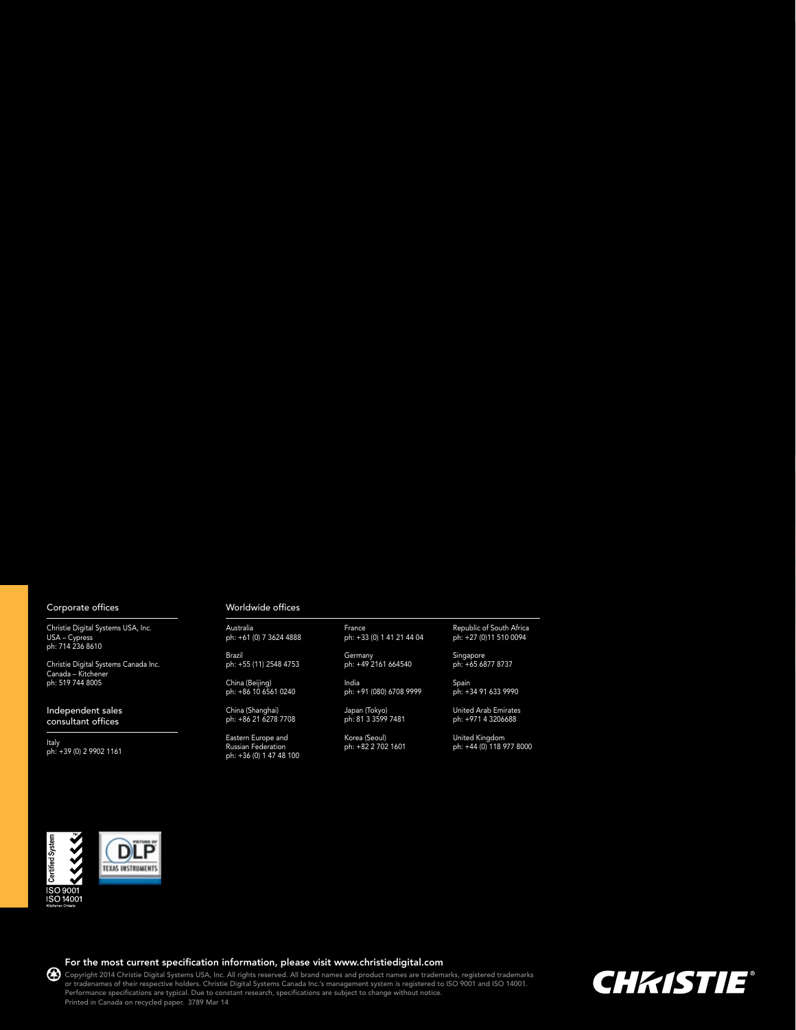## Corporate offices

Christie Digital Systems USA, Inc.
USA – Cypress
ph: 714 236 8610

Christie Digital Systems Canada Inc.
Canada – Kitchener
ph: 519 744 8005

## Independent sales consultant offices

Italy
ph: +39 (0) 2 9902 1161

## Worldwide offices

Australia
ph: +61 (0) 7 3624 4888

Brazil
ph: +55 (11) 2548 4753

China (Beijing)
ph: +86 10 6561 0240

China (Shanghai)
ph: +86 21 6278 7708

Eastern Europe and
Russian Federation
ph: +36 (0) 1 47 48 100

France
ph: +33 (0) 1 41 21 44 04

Germany
ph: +49 2161 664540

India
ph: +91 (080) 6708 9999

Japan (Tokyo)
ph: 81 3 3599 7481

Korea (Seoul)
ph: +82 2 702 1601

Republic of South Africa
ph: +27 (0)11 510 0094

Singapore
ph: +65 6877 8737

Spain
ph: +34 91 633 9990

United Arab Emirates
ph: +971 4 3206688

United Kingdom
ph: +44 (0) 118 977 8000

Certified System
ISO 9001
ISO 14001
Kitchener, Ontario

**For the most current specification information, please visit www.christiedigital.com**

Copyright 2014 Christie Digital Systems USA, Inc. All rights reserved. All brand names and product names are trademarks, registered trademarks or tradenames of their respective holders. Christie Digital Systems Canada Inc.'s management system is registered to ISO 9001 and ISO 14001. Performance specifications are typical. Due to constant research, specifications are subject to change without notice.
Printed in Canada on recycled paper. 3789 Mar 14

CHRISTIE®